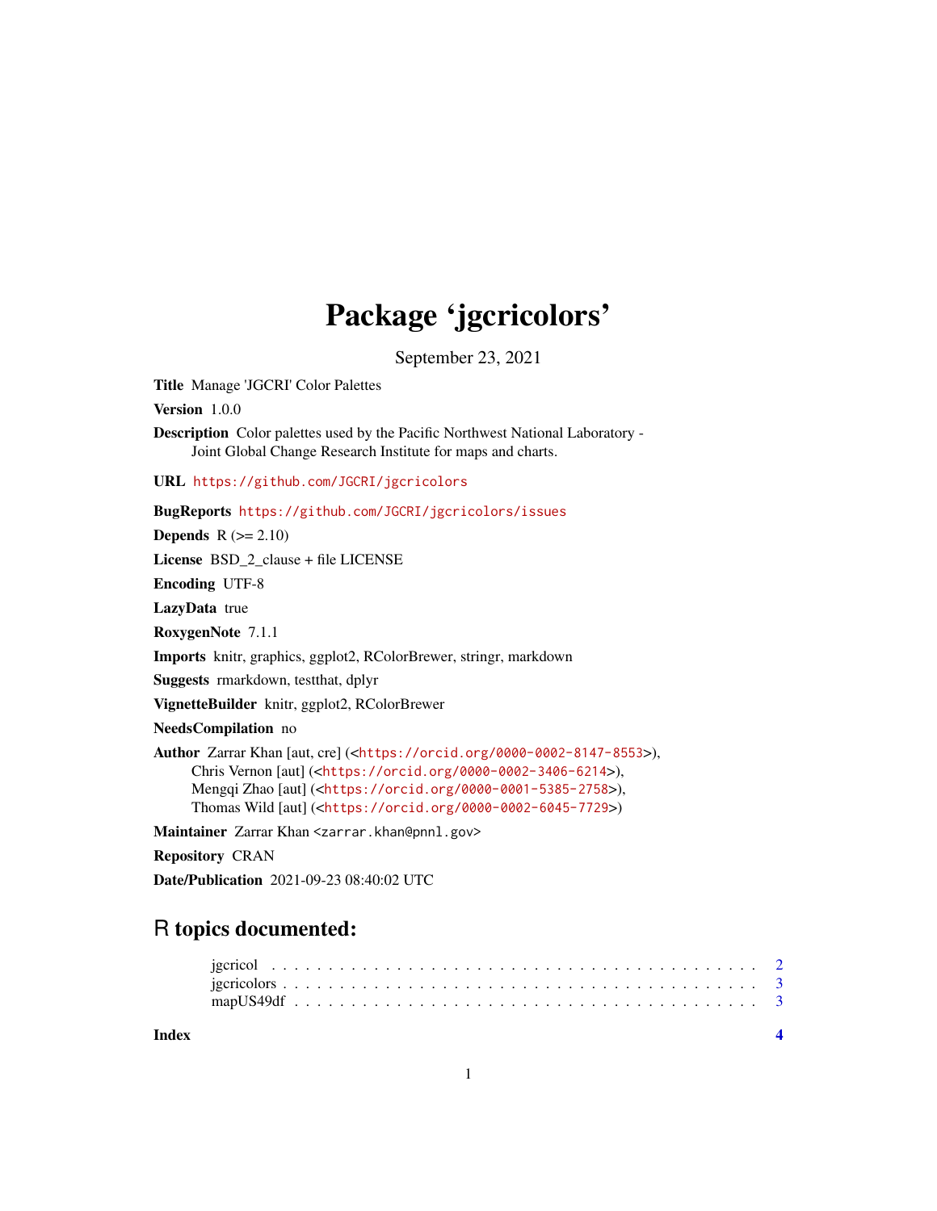# Package 'jgcricolors'

September 23, 2021

**Title** Manage 'JGCRI' Color Palettes

**Version** 1.0.0

**Description** Color palettes used by the Pacific Northwest National Laboratory - Joint Global Change Research Institute for maps and charts.

**URL** https://github.com/JGCRI/jgcricolors

**BugReports** https://github.com/JGCRI/jgcricolors/issues

**Depends** R (>= 2.10)

**License** BSD_2_clause + file LICENSE

**Encoding** UTF-8

**LazyData** true

**RoxygenNote** 7.1.1

**Imports** knitr, graphics, ggplot2, RColorBrewer, stringr, markdown

**Suggests** rmarkdown, testthat, dplyr

**VignetteBuilder** knitr, ggplot2, RColorBrewer

**NeedsCompilation** no

**Author** Zarrar Khan [aut, cre] (<https://orcid.org/0000-0002-8147-8553>),
Chris Vernon [aut] (<https://orcid.org/0000-0002-3406-6214>),
Mengqi Zhao [aut] (<https://orcid.org/0000-0001-5385-2758>),
Thomas Wild [aut] (<https://orcid.org/0000-0002-6045-7729>)

**Maintainer** Zarrar Khan <zarrar.khan@pnnl.gov>

**Repository** CRAN

**Date/Publication** 2021-09-23 08:40:02 UTC

## R topics documented:

- jgcricol . . . . . . . . . . . . . . . . . . . . . . . . . . . . . . . . . . . . . . . . 2
- jgcricolors . . . . . . . . . . . . . . . . . . . . . . . . . . . . . . . . . . . . . . . 3
- mapUS49df . . . . . . . . . . . . . . . . . . . . . . . . . . . . . . . . . . . . . . . 3

**Index** 4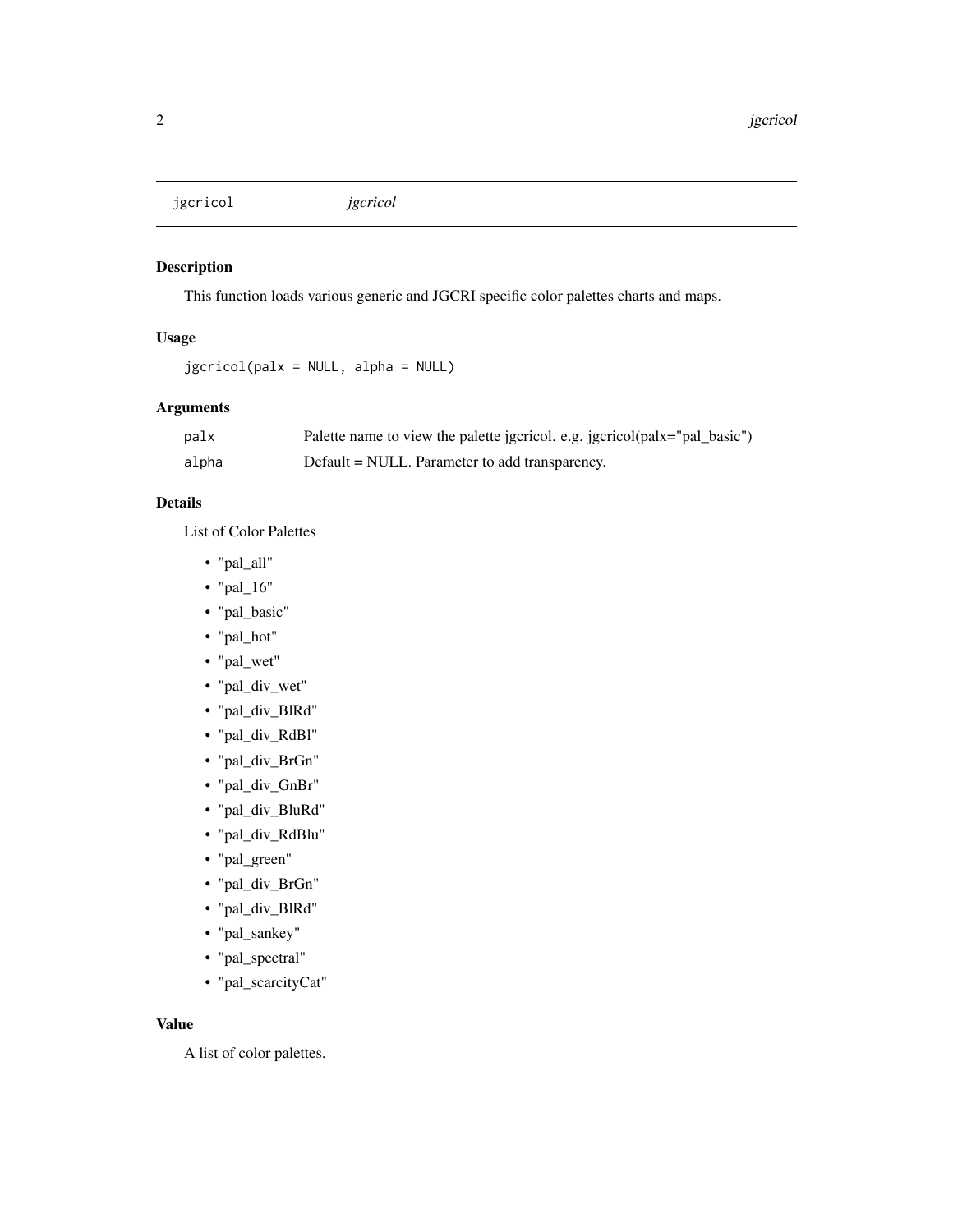## jgcricol *jgcricol*

### Description

This function loads various generic and JGCRI specific color palettes charts and maps.

### Usage

```
jgcricol(palx = NULL, alpha = NULL)
```

### Arguments

| | |
|---|---|
| `palx` | Palette name to view the palette jgcricol. e.g. jgcricol(palx="pal_basic") |
| `alpha` | Default = NULL. Parameter to add transparency. |

### Details

List of Color Palettes

- "pal_all"
- "pal_16"
- "pal_basic"
- "pal_hot"
- "pal_wet"
- "pal_div_wet"
- "pal_div_BlRd"
- "pal_div_RdBl"
- "pal_div_BrGn"
- "pal_div_GnBr"
- "pal_div_BluRd"
- "pal_div_RdBlu"
- "pal_green"
- "pal_div_BrGn"
- "pal_div_BlRd"
- "pal_sankey"
- "pal_spectral"
- "pal_scarcityCat"

### Value

A list of color palettes.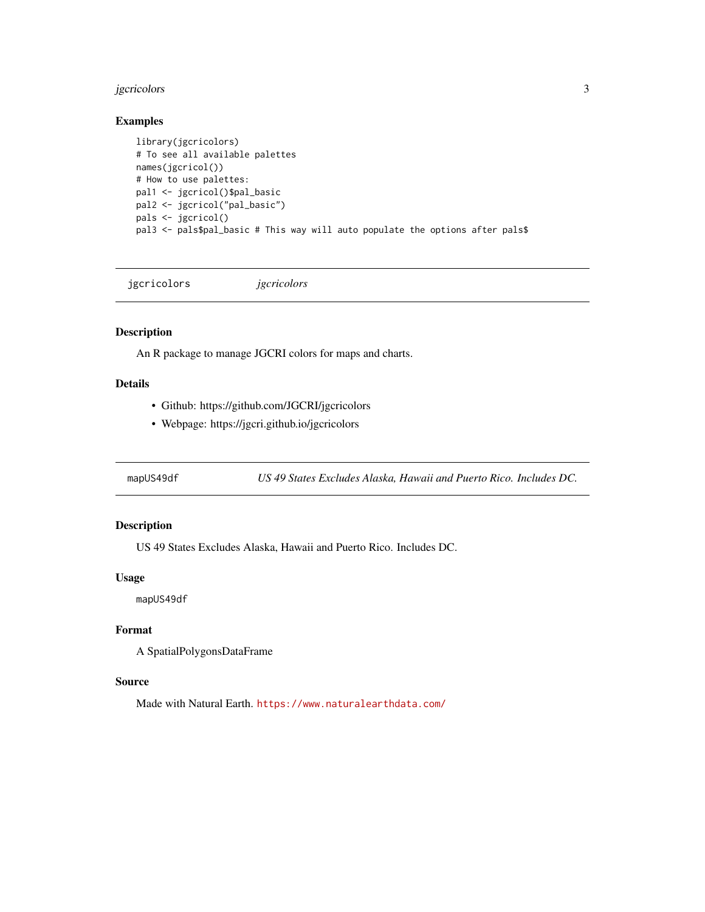### Examples

```
library(jgcricolors)
# To see all available palettes
names(jgcricol())
# How to use palettes:
pal1 <- jgcricol()$pal_basic
pal2 <- jgcricol("pal_basic")
pals <- jgcricol()
pal3 <- pals$pal_basic # This way will auto populate the options after pals$
```

---

## jgcricolors — *jgcricolors*

### Description

An R package to manage JGCRI colors for maps and charts.

### Details

- Github: https://github.com/JGCRI/jgcricolors
- Webpage: https://jgcri.github.io/jgcricolors

---

## mapUS49df — *US 49 States Excludes Alaska, Hawaii and Puerto Rico. Includes DC.*

### Description

US 49 States Excludes Alaska, Hawaii and Puerto Rico. Includes DC.

### Usage

```
mapUS49df
```

### Format

A SpatialPolygonsDataFrame

### Source

Made with Natural Earth. https://www.naturalearthdata.com/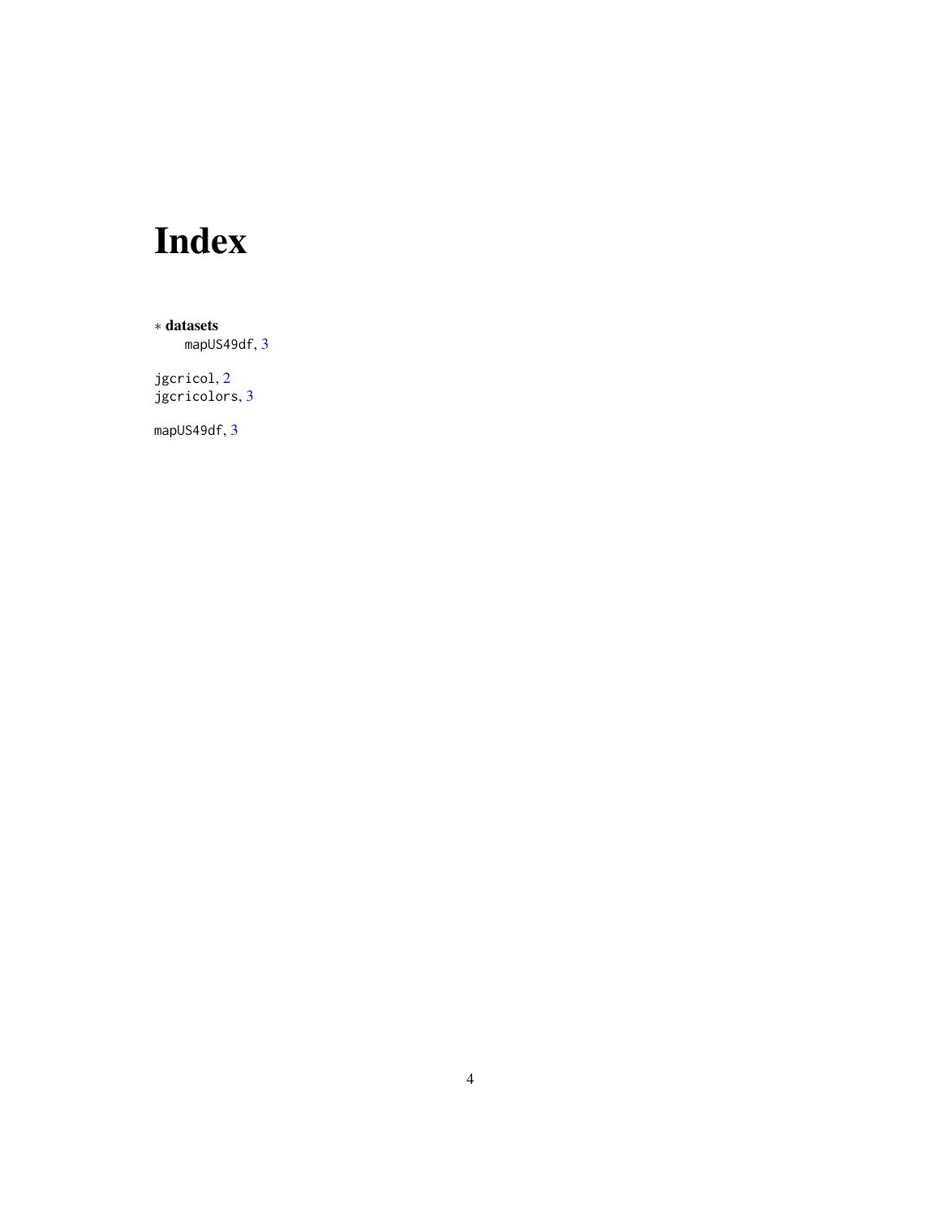# Index

∗ **datasets**
    mapUS49df, 3

jgcricol, 2
jgcricolors, 3

mapUS49df, 3